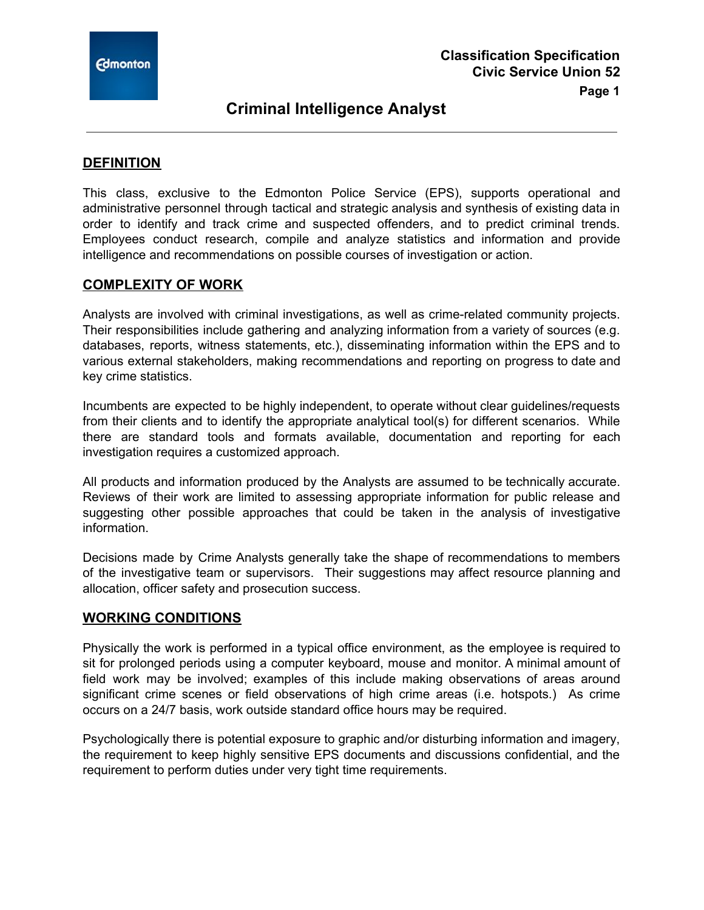**Classification Specification**
**Civic Service Union 52**

# Criminal Intelligence Analyst

## DEFINITION

This class, exclusive to the Edmonton Police Service (EPS), supports operational and administrative personnel through tactical and strategic analysis and synthesis of existing data in order to identify and track crime and suspected offenders, and to predict criminal trends. Employees conduct research, compile and analyze statistics and information and provide intelligence and recommendations on possible courses of investigation or action.

## COMPLEXITY OF WORK

Analysts are involved with criminal investigations, as well as crime-related community projects. Their responsibilities include gathering and analyzing information from a variety of sources (e.g. databases, reports, witness statements, etc.), disseminating information within the EPS and to various external stakeholders, making recommendations and reporting on progress to date and key crime statistics.

Incumbents are expected to be highly independent, to operate without clear guidelines/requests from their clients and to identify the appropriate analytical tool(s) for different scenarios. While there are standard tools and formats available, documentation and reporting for each investigation requires a customized approach.

All products and information produced by the Analysts are assumed to be technically accurate. Reviews of their work are limited to assessing appropriate information for public release and suggesting other possible approaches that could be taken in the analysis of investigative information.

Decisions made by Crime Analysts generally take the shape of recommendations to members of the investigative team or supervisors. Their suggestions may affect resource planning and allocation, officer safety and prosecution success.

## WORKING CONDITIONS

Physically the work is performed in a typical office environment, as the employee is required to sit for prolonged periods using a computer keyboard, mouse and monitor. A minimal amount of field work may be involved; examples of this include making observations of areas around significant crime scenes or field observations of high crime areas (i.e. hotspots.) As crime occurs on a 24/7 basis, work outside standard office hours may be required.

Psychologically there is potential exposure to graphic and/or disturbing information and imagery, the requirement to keep highly sensitive EPS documents and discussions confidential, and the requirement to perform duties under very tight time requirements.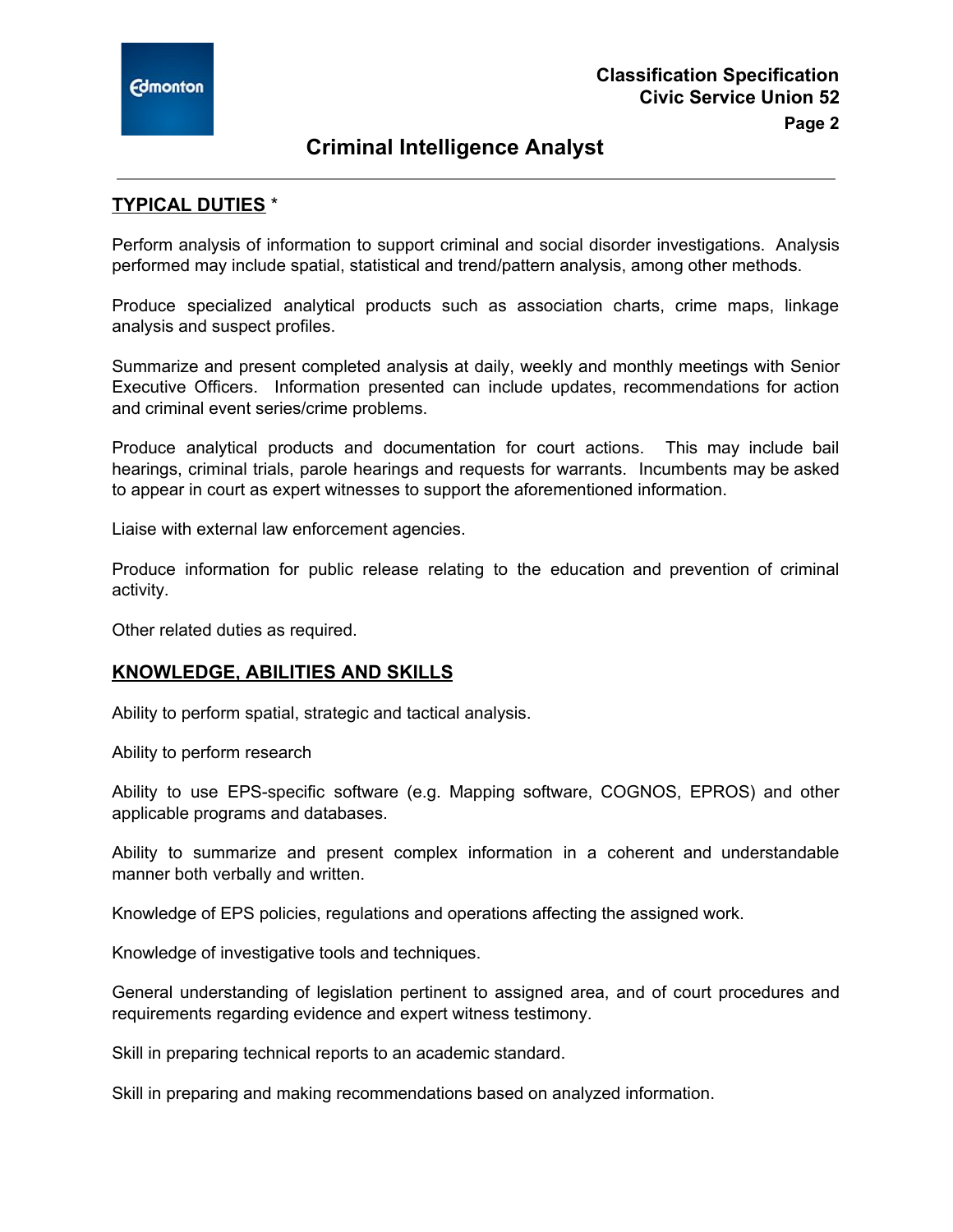## TYPICAL DUTIES *

Perform analysis of information to support criminal and social disorder investigations. Analysis performed may include spatial, statistical and trend/pattern analysis, among other methods.

Produce specialized analytical products such as association charts, crime maps, linkage analysis and suspect profiles.

Summarize and present completed analysis at daily, weekly and monthly meetings with Senior Executive Officers. Information presented can include updates, recommendations for action and criminal event series/crime problems.

Produce analytical products and documentation for court actions. This may include bail hearings, criminal trials, parole hearings and requests for warrants. Incumbents may be asked to appear in court as expert witnesses to support the aforementioned information.

Liaise with external law enforcement agencies.

Produce information for public release relating to the education and prevention of criminal activity.

Other related duties as required.

## KNOWLEDGE, ABILITIES AND SKILLS

Ability to perform spatial, strategic and tactical analysis.

Ability to perform research

Ability to use EPS-specific software (e.g. Mapping software, COGNOS, EPROS) and other applicable programs and databases.

Ability to summarize and present complex information in a coherent and understandable manner both verbally and written.

Knowledge of EPS policies, regulations and operations affecting the assigned work.

Knowledge of investigative tools and techniques.

General understanding of legislation pertinent to assigned area, and of court procedures and requirements regarding evidence and expert witness testimony.

Skill in preparing technical reports to an academic standard.

Skill in preparing and making recommendations based on analyzed information.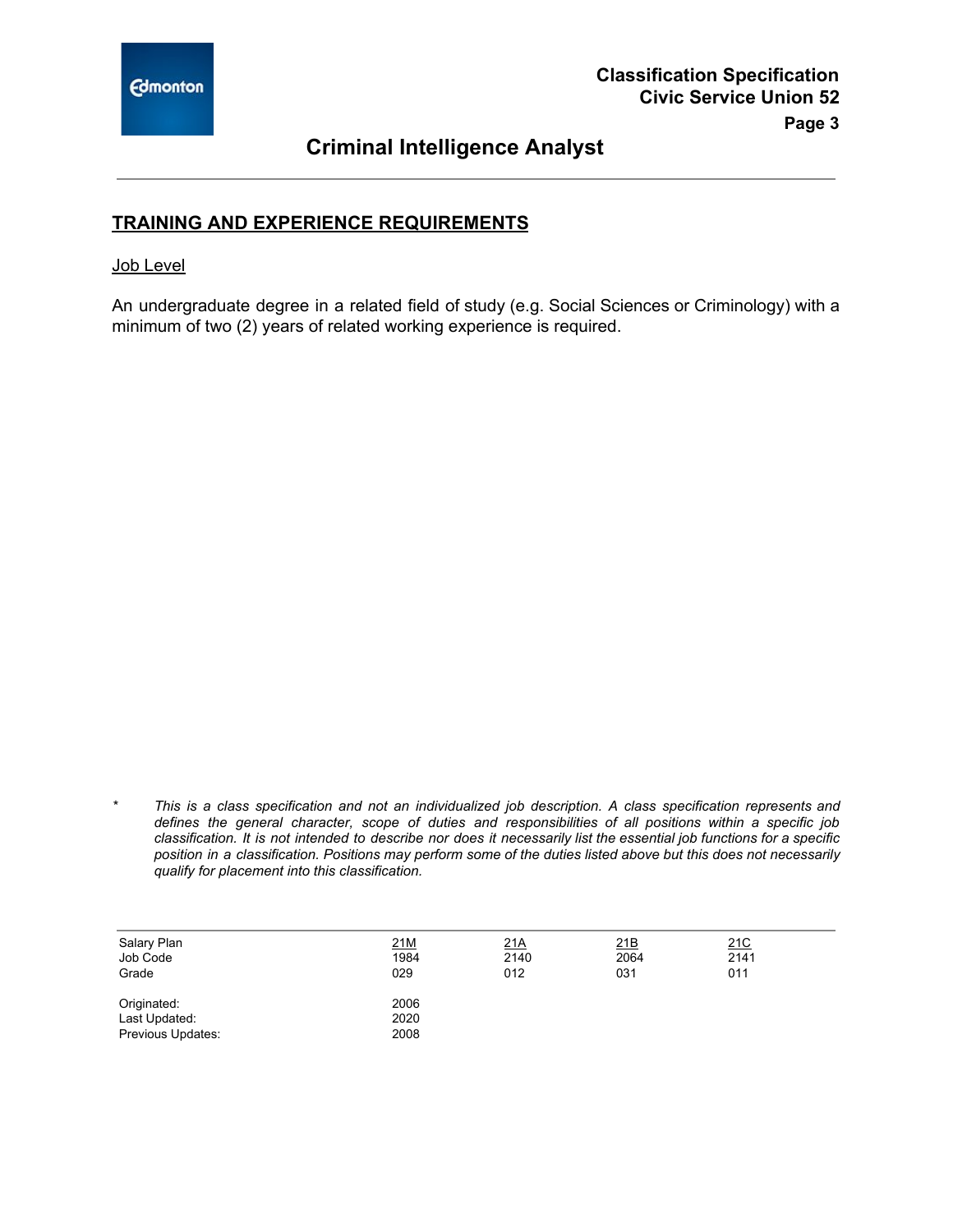## TRAINING AND EXPERIENCE REQUIREMENTS

Job Level

An undergraduate degree in a related field of study (e.g. Social Sciences or Criminology) with a minimum of two (2) years of related working experience is required.

\* *This is a class specification and not an individualized job description. A class specification represents and defines the general character, scope of duties and responsibilities of all positions within a specific job classification. It is not intended to describe nor does it necessarily list the essential job functions for a specific position in a classification. Positions may perform some of the duties listed above but this does not necessarily qualify for placement into this classification.*

| | | | | |
|---|---|---|---|---|
| Salary Plan | 21M | 21A | 21B | 21C |
| Job Code | 1984 | 2140 | 2064 | 2141 |
| Grade | 029 | 012 | 031 | 011 |

| | |
|---|---|
| Originated: | 2006 |
| Last Updated: | 2020 |
| Previous Updates: | 2008 |